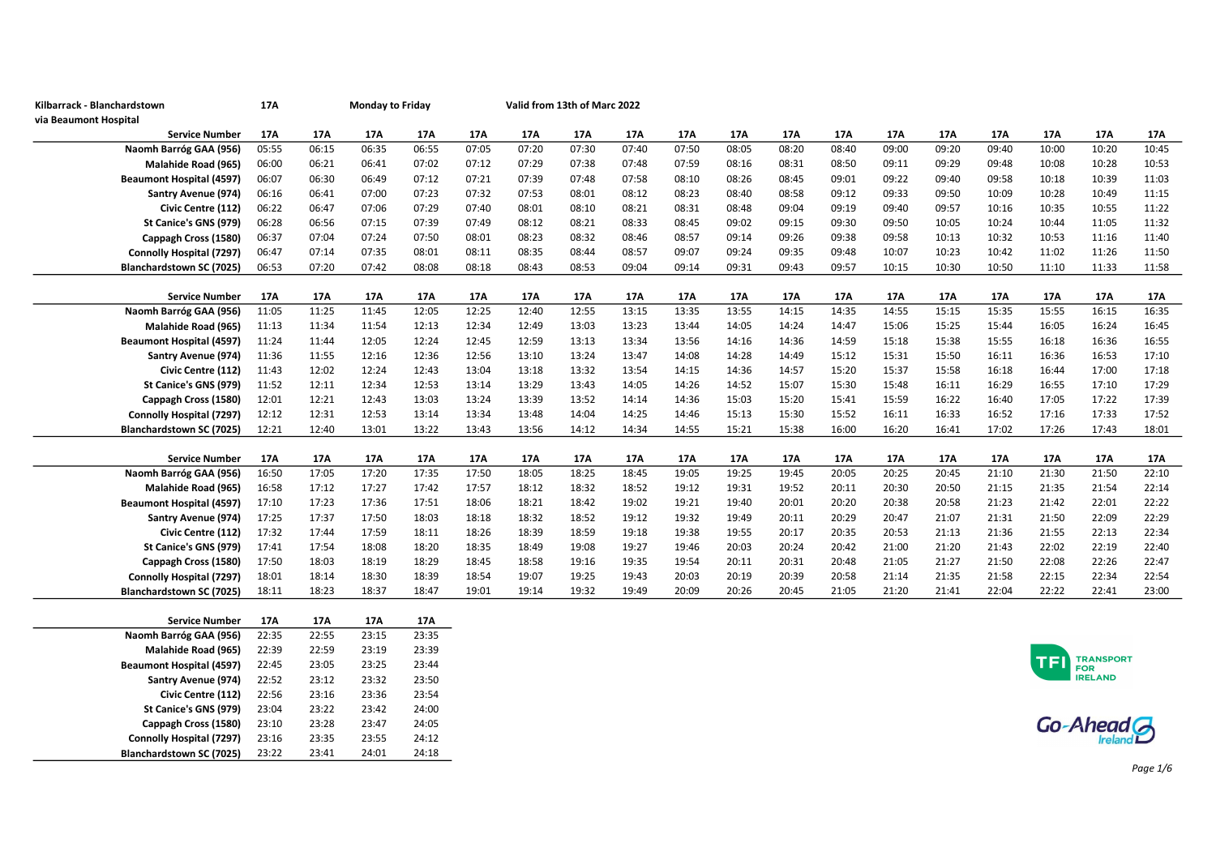**Kilbarrack - Blanchardstown** **17A** **Monday to Friday** **Valid from 13th of Marc 2022**

**via Beaumont Hospital**

| Service Number | 17A | 17A | 17A | 17A | 17A | 17A | 17A | 17A | 17A | 17A | 17A | 17A | 17A | 17A | 17A | 17A | 17A | 17A |
|---|---|---|---|---|---|---|---|---|---|---|---|---|---|---|---|---|---|---|
| Naomh Barróg GAA (956) | 05:55 | 06:15 | 06:35 | 06:55 | 07:05 | 07:20 | 07:30 | 07:40 | 07:50 | 08:05 | 08:20 | 08:40 | 09:00 | 09:20 | 09:40 | 10:00 | 10:20 | 10:45 |
| Malahide Road (965) | 06:00 | 06:21 | 06:41 | 07:02 | 07:12 | 07:29 | 07:38 | 07:48 | 07:59 | 08:16 | 08:31 | 08:50 | 09:11 | 09:29 | 09:48 | 10:08 | 10:28 | 10:53 |
| Beaumont Hospital (4597) | 06:07 | 06:30 | 06:49 | 07:12 | 07:21 | 07:39 | 07:48 | 07:58 | 08:10 | 08:26 | 08:45 | 09:01 | 09:22 | 09:40 | 09:58 | 10:18 | 10:39 | 11:03 |
| Santry Avenue (974) | 06:16 | 06:41 | 07:00 | 07:23 | 07:32 | 07:53 | 08:01 | 08:12 | 08:23 | 08:40 | 08:58 | 09:12 | 09:33 | 09:50 | 10:09 | 10:28 | 10:49 | 11:15 |
| Civic Centre (112) | 06:22 | 06:47 | 07:06 | 07:29 | 07:40 | 08:01 | 08:10 | 08:21 | 08:31 | 08:48 | 09:04 | 09:19 | 09:40 | 09:57 | 10:16 | 10:35 | 10:55 | 11:22 |
| St Canice's GNS (979) | 06:28 | 06:56 | 07:15 | 07:39 | 07:49 | 08:12 | 08:21 | 08:33 | 08:45 | 09:02 | 09:15 | 09:30 | 09:50 | 10:05 | 10:24 | 10:44 | 11:05 | 11:32 |
| Cappagh Cross (1580) | 06:37 | 07:04 | 07:24 | 07:50 | 08:01 | 08:23 | 08:32 | 08:46 | 08:57 | 09:14 | 09:26 | 09:38 | 09:58 | 10:13 | 10:32 | 10:53 | 11:16 | 11:40 |
| Connolly Hospital (7297) | 06:47 | 07:14 | 07:35 | 08:01 | 08:11 | 08:35 | 08:44 | 08:57 | 09:07 | 09:24 | 09:35 | 09:48 | 10:07 | 10:23 | 10:42 | 11:02 | 11:26 | 11:50 |
| Blanchardstown SC (7025) | 06:53 | 07:20 | 07:42 | 08:08 | 08:18 | 08:43 | 08:53 | 09:04 | 09:14 | 09:31 | 09:43 | 09:57 | 10:15 | 10:30 | 10:50 | 11:10 | 11:33 | 11:58 |

| Service Number | 17A | 17A | 17A | 17A | 17A | 17A | 17A | 17A | 17A | 17A | 17A | 17A | 17A | 17A | 17A | 17A | 17A | 17A |
|---|---|---|---|---|---|---|---|---|---|---|---|---|---|---|---|---|---|---|
| Naomh Barróg GAA (956) | 11:05 | 11:25 | 11:45 | 12:05 | 12:25 | 12:40 | 12:55 | 13:15 | 13:35 | 13:55 | 14:15 | 14:35 | 14:55 | 15:15 | 15:35 | 15:55 | 16:15 | 16:35 |
| Malahide Road (965) | 11:13 | 11:34 | 11:54 | 12:13 | 12:34 | 12:49 | 13:03 | 13:23 | 13:44 | 14:05 | 14:24 | 14:47 | 15:06 | 15:25 | 15:44 | 16:05 | 16:24 | 16:45 |
| Beaumont Hospital (4597) | 11:24 | 11:44 | 12:05 | 12:24 | 12:45 | 12:59 | 13:13 | 13:34 | 13:56 | 14:16 | 14:36 | 14:59 | 15:18 | 15:38 | 15:55 | 16:18 | 16:36 | 16:55 |
| Santry Avenue (974) | 11:36 | 11:55 | 12:16 | 12:36 | 12:56 | 13:10 | 13:24 | 13:47 | 14:08 | 14:28 | 14:49 | 15:12 | 15:31 | 15:50 | 16:11 | 16:36 | 16:53 | 17:10 |
| Civic Centre (112) | 11:43 | 12:02 | 12:24 | 12:43 | 13:04 | 13:18 | 13:32 | 13:54 | 14:15 | 14:36 | 14:57 | 15:20 | 15:37 | 15:58 | 16:18 | 16:44 | 17:00 | 17:18 |
| St Canice's GNS (979) | 11:52 | 12:11 | 12:34 | 12:53 | 13:14 | 13:29 | 13:43 | 14:05 | 14:26 | 14:52 | 15:07 | 15:30 | 15:48 | 16:11 | 16:29 | 16:55 | 17:10 | 17:29 |
| Cappagh Cross (1580) | 12:01 | 12:21 | 12:43 | 13:03 | 13:24 | 13:39 | 13:52 | 14:14 | 14:36 | 15:03 | 15:20 | 15:41 | 15:59 | 16:22 | 16:40 | 17:05 | 17:22 | 17:39 |
| Connolly Hospital (7297) | 12:12 | 12:31 | 12:53 | 13:14 | 13:34 | 13:48 | 14:04 | 14:25 | 14:46 | 15:13 | 15:30 | 15:52 | 16:11 | 16:33 | 16:52 | 17:16 | 17:33 | 17:52 |
| Blanchardstown SC (7025) | 12:21 | 12:40 | 13:01 | 13:22 | 13:43 | 13:56 | 14:12 | 14:34 | 14:55 | 15:21 | 15:38 | 16:00 | 16:20 | 16:41 | 17:02 | 17:26 | 17:43 | 18:01 |

| Service Number | 17A | 17A | 17A | 17A | 17A | 17A | 17A | 17A | 17A | 17A | 17A | 17A | 17A | 17A | 17A | 17A | 17A | 17A |
|---|---|---|---|---|---|---|---|---|---|---|---|---|---|---|---|---|---|---|
| Naomh Barróg GAA (956) | 16:50 | 17:05 | 17:20 | 17:35 | 17:50 | 18:05 | 18:25 | 18:45 | 19:05 | 19:25 | 19:45 | 20:05 | 20:25 | 20:45 | 21:10 | 21:30 | 21:50 | 22:10 |
| Malahide Road (965) | 16:58 | 17:12 | 17:27 | 17:42 | 17:57 | 18:12 | 18:32 | 18:52 | 19:12 | 19:31 | 19:52 | 20:11 | 20:30 | 20:50 | 21:15 | 21:35 | 21:54 | 22:14 |
| Beaumont Hospital (4597) | 17:10 | 17:23 | 17:36 | 17:51 | 18:06 | 18:21 | 18:42 | 19:02 | 19:21 | 19:40 | 20:01 | 20:20 | 20:38 | 20:58 | 21:23 | 21:42 | 22:01 | 22:22 |
| Santry Avenue (974) | 17:25 | 17:37 | 17:50 | 18:03 | 18:18 | 18:32 | 18:52 | 19:12 | 19:32 | 19:49 | 20:11 | 20:29 | 20:47 | 21:07 | 21:31 | 21:50 | 22:09 | 22:29 |
| Civic Centre (112) | 17:32 | 17:44 | 17:59 | 18:11 | 18:26 | 18:39 | 18:59 | 19:18 | 19:38 | 19:55 | 20:17 | 20:35 | 20:53 | 21:13 | 21:36 | 21:55 | 22:13 | 22:34 |
| St Canice's GNS (979) | 17:41 | 17:54 | 18:08 | 18:20 | 18:35 | 18:49 | 19:08 | 19:27 | 19:46 | 20:03 | 20:24 | 20:42 | 21:00 | 21:20 | 21:43 | 22:02 | 22:19 | 22:40 |
| Cappagh Cross (1580) | 17:50 | 18:03 | 18:19 | 18:29 | 18:45 | 18:58 | 19:16 | 19:35 | 19:54 | 20:11 | 20:31 | 20:48 | 21:05 | 21:27 | 21:50 | 22:08 | 22:26 | 22:47 |
| Connolly Hospital (7297) | 18:01 | 18:14 | 18:30 | 18:39 | 18:54 | 19:07 | 19:25 | 19:43 | 20:03 | 20:19 | 20:39 | 20:58 | 21:14 | 21:35 | 21:58 | 22:15 | 22:34 | 22:54 |
| Blanchardstown SC (7025) | 18:11 | 18:23 | 18:37 | 18:47 | 19:01 | 19:14 | 19:32 | 19:49 | 20:09 | 20:26 | 20:45 | 21:05 | 21:20 | 21:41 | 22:04 | 22:22 | 22:41 | 23:00 |

| Service Number | 17A | 17A | 17A | 17A |
|---|---|---|---|---|
| Naomh Barróg GAA (956) | 22:35 | 22:55 | 23:15 | 23:35 |
| Malahide Road (965) | 22:39 | 22:59 | 23:19 | 23:39 |
| Beaumont Hospital (4597) | 22:45 | 23:05 | 23:25 | 23:44 |
| Santry Avenue (974) | 22:52 | 23:12 | 23:32 | 23:50 |
| Civic Centre (112) | 22:56 | 23:16 | 23:36 | 23:54 |
| St Canice's GNS (979) | 23:04 | 23:22 | 23:42 | 24:00 |
| Cappagh Cross (1580) | 23:10 | 23:28 | 23:47 | 24:05 |
| Connolly Hospital (7297) | 23:16 | 23:35 | 23:55 | 24:12 |
| Blanchardstown SC (7025) | 23:22 | 23:41 | 24:01 | 24:18 |

TFI TRANSPORT FOR IRELAND

Go-Ahead Ireland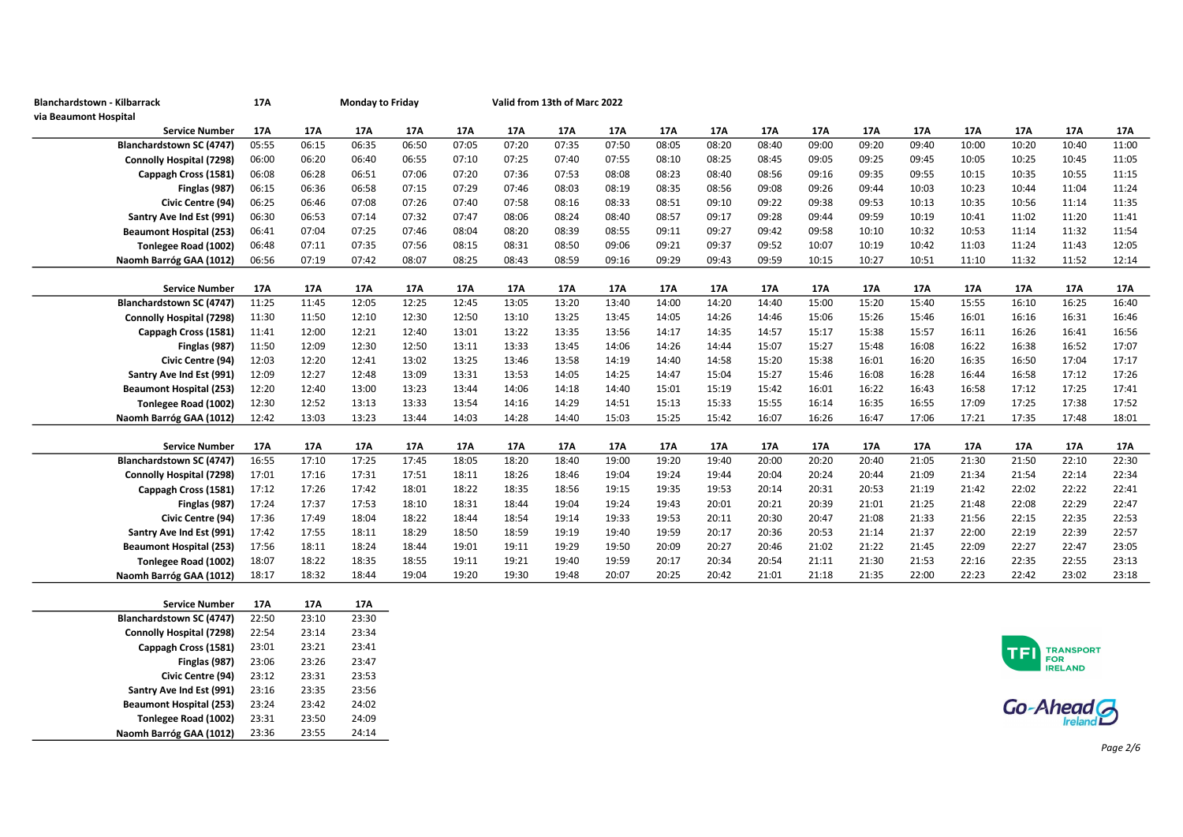**Blanchardstown - Kilbarrack** **17A** **Monday to Friday** **Valid from 13th of Marc 2022**

**via Beaumont Hospital**

| Service Number | 17A | 17A | 17A | 17A | 17A | 17A | 17A | 17A | 17A | 17A | 17A | 17A | 17A | 17A | 17A | 17A | 17A | 17A |
|---|---|---|---|---|---|---|---|---|---|---|---|---|---|---|---|---|---|---|
| Blanchardstown SC (4747) | 05:55 | 06:15 | 06:35 | 06:50 | 07:05 | 07:20 | 07:35 | 07:50 | 08:05 | 08:20 | 08:40 | 09:00 | 09:20 | 09:40 | 10:00 | 10:20 | 10:40 | 11:00 |
| Connolly Hospital (7298) | 06:00 | 06:20 | 06:40 | 06:55 | 07:10 | 07:25 | 07:40 | 07:55 | 08:10 | 08:25 | 08:45 | 09:05 | 09:25 | 09:45 | 10:05 | 10:25 | 10:45 | 11:05 |
| Cappagh Cross (1581) | 06:08 | 06:28 | 06:51 | 07:06 | 07:20 | 07:36 | 07:53 | 08:08 | 08:23 | 08:40 | 08:56 | 09:16 | 09:35 | 09:55 | 10:15 | 10:35 | 10:55 | 11:15 |
| Finglas (987) | 06:15 | 06:36 | 06:58 | 07:15 | 07:29 | 07:46 | 08:03 | 08:19 | 08:35 | 08:56 | 09:08 | 09:26 | 09:44 | 10:03 | 10:23 | 10:44 | 11:04 | 11:24 |
| Civic Centre (94) | 06:25 | 06:46 | 07:08 | 07:26 | 07:40 | 07:58 | 08:16 | 08:33 | 08:51 | 09:10 | 09:22 | 09:38 | 09:53 | 10:13 | 10:35 | 10:56 | 11:14 | 11:35 |
| Santry Ave Ind Est (991) | 06:30 | 06:53 | 07:14 | 07:32 | 07:47 | 08:06 | 08:24 | 08:40 | 08:57 | 09:17 | 09:28 | 09:44 | 09:59 | 10:19 | 10:41 | 11:02 | 11:20 | 11:41 |
| Beaumont Hospital (253) | 06:41 | 07:04 | 07:25 | 07:46 | 08:04 | 08:20 | 08:39 | 08:55 | 09:11 | 09:27 | 09:42 | 09:58 | 10:10 | 10:32 | 10:53 | 11:14 | 11:32 | 11:54 |
| Tonlegee Road (1002) | 06:48 | 07:11 | 07:35 | 07:56 | 08:15 | 08:31 | 08:50 | 09:06 | 09:21 | 09:37 | 09:52 | 10:07 | 10:19 | 10:42 | 11:03 | 11:24 | 11:43 | 12:05 |
| Naomh Barróg GAA (1012) | 06:56 | 07:19 | 07:42 | 08:07 | 08:25 | 08:43 | 08:59 | 09:16 | 09:29 | 09:43 | 09:59 | 10:15 | 10:27 | 10:51 | 11:10 | 11:32 | 11:52 | 12:14 |

| Service Number | 17A | 17A | 17A | 17A | 17A | 17A | 17A | 17A | 17A | 17A | 17A | 17A | 17A | 17A | 17A | 17A | 17A | 17A |
|---|---|---|---|---|---|---|---|---|---|---|---|---|---|---|---|---|---|---|
| Blanchardstown SC (4747) | 11:25 | 11:45 | 12:05 | 12:25 | 12:45 | 13:05 | 13:20 | 13:40 | 14:00 | 14:20 | 14:40 | 15:00 | 15:20 | 15:40 | 15:55 | 16:10 | 16:25 | 16:40 |
| Connolly Hospital (7298) | 11:30 | 11:50 | 12:10 | 12:30 | 12:50 | 13:10 | 13:25 | 13:45 | 14:05 | 14:26 | 14:46 | 15:06 | 15:26 | 15:46 | 16:01 | 16:16 | 16:31 | 16:46 |
| Cappagh Cross (1581) | 11:41 | 12:00 | 12:21 | 12:40 | 13:01 | 13:22 | 13:35 | 13:56 | 14:17 | 14:35 | 14:57 | 15:17 | 15:38 | 15:57 | 16:11 | 16:26 | 16:41 | 16:56 |
| Finglas (987) | 11:50 | 12:09 | 12:30 | 12:50 | 13:11 | 13:33 | 13:45 | 14:06 | 14:26 | 14:44 | 15:07 | 15:27 | 15:48 | 16:08 | 16:22 | 16:38 | 16:52 | 17:07 |
| Civic Centre (94) | 12:03 | 12:20 | 12:41 | 13:02 | 13:25 | 13:46 | 13:58 | 14:19 | 14:40 | 14:58 | 15:20 | 15:38 | 16:01 | 16:20 | 16:35 | 16:50 | 17:04 | 17:17 |
| Santry Ave Ind Est (991) | 12:09 | 12:27 | 12:48 | 13:09 | 13:31 | 13:53 | 14:05 | 14:25 | 14:47 | 15:04 | 15:27 | 15:46 | 16:08 | 16:28 | 16:44 | 16:58 | 17:12 | 17:26 |
| Beaumont Hospital (253) | 12:20 | 12:40 | 13:00 | 13:23 | 13:44 | 14:06 | 14:18 | 14:40 | 15:01 | 15:19 | 15:42 | 16:01 | 16:22 | 16:43 | 16:58 | 17:12 | 17:25 | 17:41 |
| Tonlegee Road (1002) | 12:30 | 12:52 | 13:13 | 13:33 | 13:54 | 14:16 | 14:29 | 14:51 | 15:13 | 15:33 | 15:55 | 16:14 | 16:35 | 16:55 | 17:09 | 17:25 | 17:38 | 17:52 |
| Naomh Barróg GAA (1012) | 12:42 | 13:03 | 13:23 | 13:44 | 14:03 | 14:28 | 14:40 | 15:03 | 15:25 | 15:42 | 16:07 | 16:26 | 16:47 | 17:06 | 17:21 | 17:35 | 17:48 | 18:01 |

| Service Number | 17A | 17A | 17A | 17A | 17A | 17A | 17A | 17A | 17A | 17A | 17A | 17A | 17A | 17A | 17A | 17A | 17A | 17A |
|---|---|---|---|---|---|---|---|---|---|---|---|---|---|---|---|---|---|---|
| Blanchardstown SC (4747) | 16:55 | 17:10 | 17:25 | 17:45 | 18:05 | 18:20 | 18:40 | 19:00 | 19:20 | 19:40 | 20:00 | 20:20 | 20:40 | 21:05 | 21:30 | 21:50 | 22:10 | 22:30 |
| Connolly Hospital (7298) | 17:01 | 17:16 | 17:31 | 17:51 | 18:11 | 18:26 | 18:46 | 19:04 | 19:24 | 19:44 | 20:04 | 20:24 | 20:44 | 21:09 | 21:34 | 21:54 | 22:14 | 22:34 |
| Cappagh Cross (1581) | 17:12 | 17:26 | 17:42 | 18:01 | 18:22 | 18:35 | 18:56 | 19:15 | 19:35 | 19:53 | 20:14 | 20:31 | 20:53 | 21:19 | 21:42 | 22:02 | 22:22 | 22:41 |
| Finglas (987) | 17:24 | 17:37 | 17:53 | 18:10 | 18:31 | 18:44 | 19:04 | 19:24 | 19:43 | 20:01 | 20:21 | 20:39 | 21:01 | 21:25 | 21:48 | 22:08 | 22:29 | 22:47 |
| Civic Centre (94) | 17:36 | 17:49 | 18:04 | 18:22 | 18:44 | 18:54 | 19:14 | 19:33 | 19:53 | 20:11 | 20:30 | 20:47 | 21:08 | 21:33 | 21:56 | 22:15 | 22:35 | 22:53 |
| Santry Ave Ind Est (991) | 17:42 | 17:55 | 18:11 | 18:29 | 18:50 | 18:59 | 19:19 | 19:40 | 19:59 | 20:17 | 20:36 | 20:53 | 21:14 | 21:37 | 22:00 | 22:19 | 22:39 | 22:57 |
| Beaumont Hospital (253) | 17:56 | 18:11 | 18:24 | 18:44 | 19:01 | 19:11 | 19:29 | 19:50 | 20:09 | 20:27 | 20:46 | 21:02 | 21:22 | 21:45 | 22:09 | 22:27 | 22:47 | 23:05 |
| Tonlegee Road (1002) | 18:07 | 18:22 | 18:35 | 18:55 | 19:11 | 19:21 | 19:40 | 19:59 | 20:17 | 20:34 | 20:54 | 21:11 | 21:30 | 21:53 | 22:16 | 22:35 | 22:55 | 23:13 |
| Naomh Barróg GAA (1012) | 18:17 | 18:32 | 18:44 | 19:04 | 19:20 | 19:30 | 19:48 | 20:07 | 20:25 | 20:42 | 21:01 | 21:18 | 21:35 | 22:00 | 22:23 | 22:42 | 23:02 | 23:18 |

| Service Number | 17A | 17A | 17A |
|---|---|---|---|
| Blanchardstown SC (4747) | 22:50 | 23:10 | 23:30 |
| Connolly Hospital (7298) | 22:54 | 23:14 | 23:34 |
| Cappagh Cross (1581) | 23:01 | 23:21 | 23:41 |
| Finglas (987) | 23:06 | 23:26 | 23:47 |
| Civic Centre (94) | 23:12 | 23:31 | 23:53 |
| Santry Ave Ind Est (991) | 23:16 | 23:35 | 23:56 |
| Beaumont Hospital (253) | 23:24 | 23:42 | 24:02 |
| Tonlegee Road (1002) | 23:31 | 23:50 | 24:09 |
| Naomh Barróg GAA (1012) | 23:36 | 23:55 | 24:14 |

TFI Transport for Ireland

Go-Ahead Ireland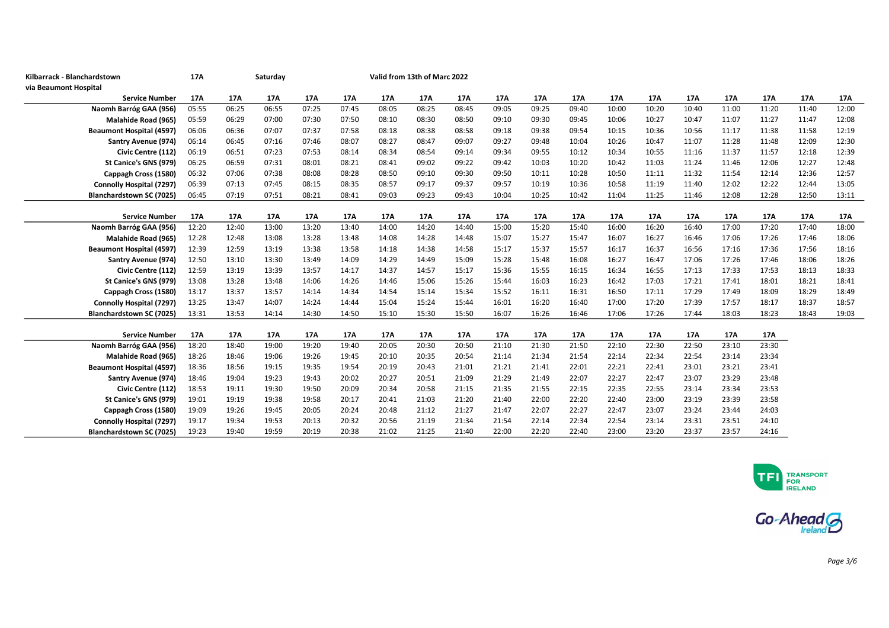**Kilbarrack - Blanchardstown** **17A** **Saturday** **Valid from 13th of Marc 2022**

**via Beaumont Hospital**

| Service Number | 17A | 17A | 17A | 17A | 17A | 17A | 17A | 17A | 17A | 17A | 17A | 17A | 17A | 17A | 17A | 17A | 17A | 17A |
|---|---|---|---|---|---|---|---|---|---|---|---|---|---|---|---|---|---|---|
| Naomh Barróg GAA (956) | 05:55 | 06:25 | 06:55 | 07:25 | 07:45 | 08:05 | 08:25 | 08:45 | 09:05 | 09:25 | 09:40 | 10:00 | 10:20 | 10:40 | 11:00 | 11:20 | 11:40 | 12:00 |
| Malahide Road (965) | 05:59 | 06:29 | 07:00 | 07:30 | 07:50 | 08:10 | 08:30 | 08:50 | 09:10 | 09:30 | 09:45 | 10:06 | 10:27 | 10:47 | 11:07 | 11:27 | 11:47 | 12:08 |
| Beaumont Hospital (4597) | 06:06 | 06:36 | 07:07 | 07:37 | 07:58 | 08:18 | 08:38 | 08:58 | 09:18 | 09:38 | 09:54 | 10:15 | 10:36 | 10:56 | 11:17 | 11:38 | 11:58 | 12:19 |
| Santry Avenue (974) | 06:14 | 06:45 | 07:16 | 07:46 | 08:07 | 08:27 | 08:47 | 09:07 | 09:27 | 09:48 | 10:04 | 10:26 | 10:47 | 11:07 | 11:28 | 11:48 | 12:09 | 12:30 |
| Civic Centre (112) | 06:19 | 06:51 | 07:23 | 07:53 | 08:14 | 08:34 | 08:54 | 09:14 | 09:34 | 09:55 | 10:12 | 10:34 | 10:55 | 11:16 | 11:37 | 11:57 | 12:18 | 12:39 |
| St Canice's GNS (979) | 06:25 | 06:59 | 07:31 | 08:01 | 08:21 | 08:41 | 09:02 | 09:22 | 09:42 | 10:03 | 10:20 | 10:42 | 11:03 | 11:24 | 11:46 | 12:06 | 12:27 | 12:48 |
| Cappagh Cross (1580) | 06:32 | 07:06 | 07:38 | 08:08 | 08:28 | 08:50 | 09:10 | 09:30 | 09:50 | 10:11 | 10:28 | 10:50 | 11:11 | 11:32 | 11:54 | 12:14 | 12:36 | 12:57 |
| Connolly Hospital (7297) | 06:39 | 07:13 | 07:45 | 08:15 | 08:35 | 08:57 | 09:17 | 09:37 | 09:57 | 10:19 | 10:36 | 10:58 | 11:19 | 11:40 | 12:02 | 12:22 | 12:44 | 13:05 |
| Blanchardstown SC (7025) | 06:45 | 07:19 | 07:51 | 08:21 | 08:41 | 09:03 | 09:23 | 09:43 | 10:04 | 10:25 | 10:42 | 11:04 | 11:25 | 11:46 | 12:08 | 12:28 | 12:50 | 13:11 |

| Service Number | 17A | 17A | 17A | 17A | 17A | 17A | 17A | 17A | 17A | 17A | 17A | 17A | 17A | 17A | 17A | 17A | 17A | 17A |
|---|---|---|---|---|---|---|---|---|---|---|---|---|---|---|---|---|---|---|
| Naomh Barróg GAA (956) | 12:20 | 12:40 | 13:00 | 13:20 | 13:40 | 14:00 | 14:20 | 14:40 | 15:00 | 15:20 | 15:40 | 16:00 | 16:20 | 16:40 | 17:00 | 17:20 | 17:40 | 18:00 |
| Malahide Road (965) | 12:28 | 12:48 | 13:08 | 13:28 | 13:48 | 14:08 | 14:28 | 14:48 | 15:07 | 15:27 | 15:47 | 16:07 | 16:27 | 16:46 | 17:06 | 17:26 | 17:46 | 18:06 |
| Beaumont Hospital (4597) | 12:39 | 12:59 | 13:19 | 13:38 | 13:58 | 14:18 | 14:38 | 14:58 | 15:17 | 15:37 | 15:57 | 16:17 | 16:37 | 16:56 | 17:16 | 17:36 | 17:56 | 18:16 |
| Santry Avenue (974) | 12:50 | 13:10 | 13:30 | 13:49 | 14:09 | 14:29 | 14:49 | 15:09 | 15:28 | 15:48 | 16:08 | 16:27 | 16:47 | 17:06 | 17:26 | 17:46 | 18:06 | 18:26 |
| Civic Centre (112) | 12:59 | 13:19 | 13:39 | 13:57 | 14:17 | 14:37 | 14:57 | 15:17 | 15:36 | 15:55 | 16:15 | 16:34 | 16:55 | 17:13 | 17:33 | 17:53 | 18:13 | 18:33 |
| St Canice's GNS (979) | 13:08 | 13:28 | 13:48 | 14:06 | 14:26 | 14:46 | 15:06 | 15:26 | 15:44 | 16:03 | 16:23 | 16:42 | 17:03 | 17:21 | 17:41 | 18:01 | 18:21 | 18:41 |
| Cappagh Cross (1580) | 13:17 | 13:37 | 13:57 | 14:14 | 14:34 | 14:54 | 15:14 | 15:34 | 15:52 | 16:11 | 16:31 | 16:50 | 17:11 | 17:29 | 17:49 | 18:09 | 18:29 | 18:49 |
| Connolly Hospital (7297) | 13:25 | 13:47 | 14:07 | 14:24 | 14:44 | 15:04 | 15:24 | 15:44 | 16:01 | 16:20 | 16:40 | 17:00 | 17:20 | 17:39 | 17:57 | 18:17 | 18:37 | 18:57 |
| Blanchardstown SC (7025) | 13:31 | 13:53 | 14:14 | 14:30 | 14:50 | 15:10 | 15:30 | 15:50 | 16:07 | 16:26 | 16:46 | 17:06 | 17:26 | 17:44 | 18:03 | 18:23 | 18:43 | 19:03 |

| Service Number | 17A | 17A | 17A | 17A | 17A | 17A | 17A | 17A | 17A | 17A | 17A | 17A | 17A | 17A | 17A | 17A |
|---|---|---|---|---|---|---|---|---|---|---|---|---|---|---|---|---|
| Naomh Barróg GAA (956) | 18:20 | 18:40 | 19:00 | 19:20 | 19:40 | 20:05 | 20:30 | 20:50 | 21:10 | 21:30 | 21:50 | 22:10 | 22:30 | 22:50 | 23:10 | 23:30 |
| Malahide Road (965) | 18:26 | 18:46 | 19:06 | 19:26 | 19:45 | 20:10 | 20:35 | 20:54 | 21:14 | 21:34 | 21:54 | 22:14 | 22:34 | 22:54 | 23:14 | 23:34 |
| Beaumont Hospital (4597) | 18:36 | 18:56 | 19:15 | 19:35 | 19:54 | 20:19 | 20:43 | 21:01 | 21:21 | 21:41 | 22:01 | 22:21 | 22:41 | 23:01 | 23:21 | 23:41 |
| Santry Avenue (974) | 18:46 | 19:04 | 19:23 | 19:43 | 20:02 | 20:27 | 20:51 | 21:09 | 21:29 | 21:49 | 22:07 | 22:27 | 22:47 | 23:07 | 23:29 | 23:48 |
| Civic Centre (112) | 18:53 | 19:11 | 19:30 | 19:50 | 20:09 | 20:34 | 20:58 | 21:15 | 21:35 | 21:55 | 22:15 | 22:35 | 22:55 | 23:14 | 23:34 | 23:53 |
| St Canice's GNS (979) | 19:01 | 19:19 | 19:38 | 19:58 | 20:17 | 20:41 | 21:03 | 21:20 | 21:40 | 22:00 | 22:20 | 22:40 | 23:00 | 23:19 | 23:39 | 23:58 |
| Cappagh Cross (1580) | 19:09 | 19:26 | 19:45 | 20:05 | 20:24 | 20:48 | 21:12 | 21:27 | 21:47 | 22:07 | 22:27 | 22:47 | 23:07 | 23:24 | 23:44 | 24:03 |
| Connolly Hospital (7297) | 19:17 | 19:34 | 19:53 | 20:13 | 20:32 | 20:56 | 21:19 | 21:34 | 21:54 | 22:14 | 22:34 | 22:54 | 23:14 | 23:31 | 23:51 | 24:10 |
| Blanchardstown SC (7025) | 19:23 | 19:40 | 19:59 | 20:19 | 20:38 | 21:02 | 21:25 | 21:40 | 22:00 | 22:20 | 22:40 | 23:00 | 23:20 | 23:37 | 23:57 | 24:16 |

TFI TRANSPORT FOR IRELAND

Go-Ahead Ireland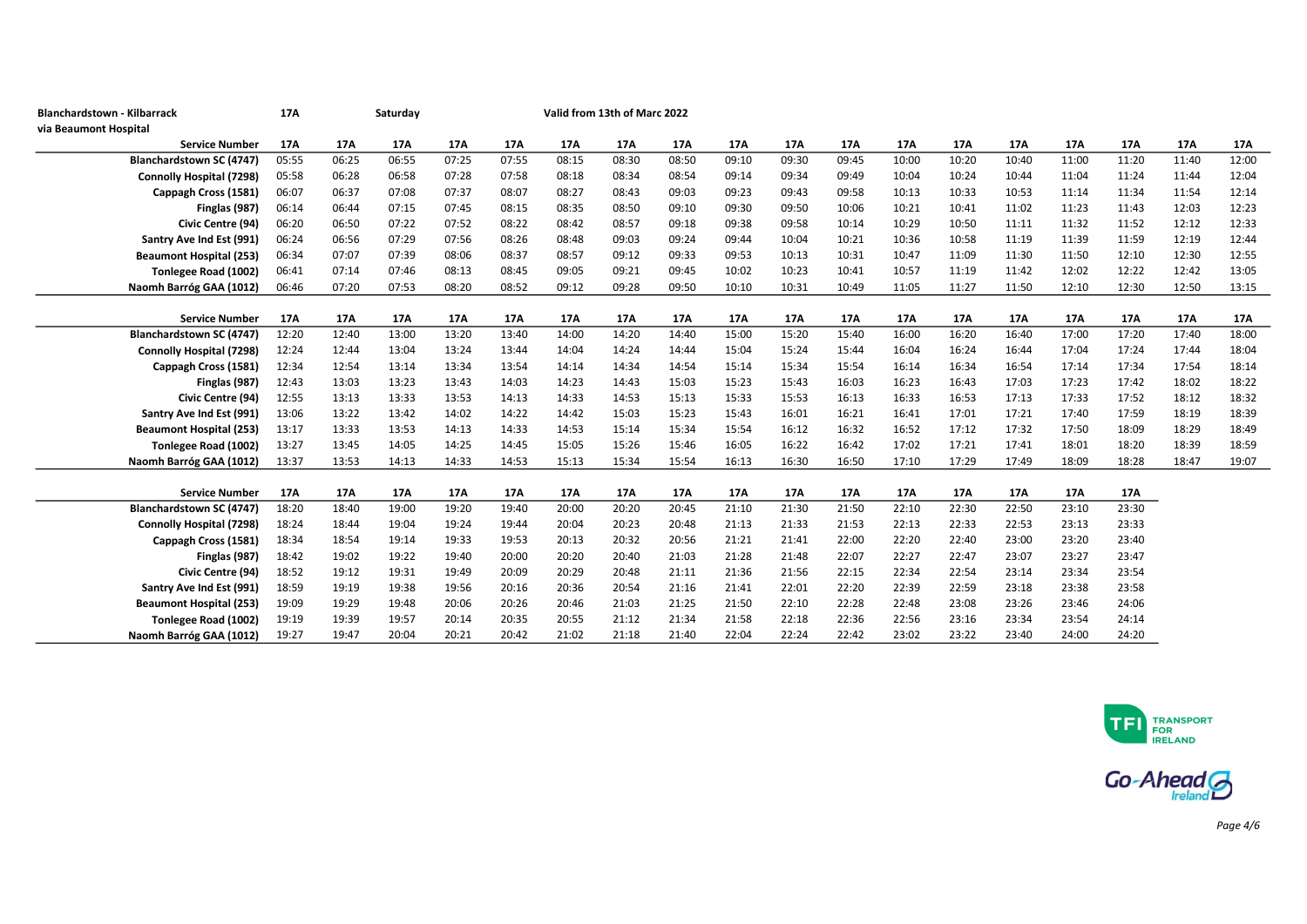**Blanchardstown - Kilbarrack** **17A** **Saturday** **Valid from 13th of Marc 2022**

**via Beaumont Hospital**

| Service Number | 17A | 17A | 17A | 17A | 17A | 17A | 17A | 17A | 17A | 17A | 17A | 17A | 17A | 17A | 17A | 17A | 17A | 17A |
|---|---|---|---|---|---|---|---|---|---|---|---|---|---|---|---|---|---|---|
| Blanchardstown SC (4747) | 05:55 | 06:25 | 06:55 | 07:25 | 07:55 | 08:15 | 08:30 | 08:50 | 09:10 | 09:30 | 09:45 | 10:00 | 10:20 | 10:40 | 11:00 | 11:20 | 11:40 | 12:00 |
| Connolly Hospital (7298) | 05:58 | 06:28 | 06:58 | 07:28 | 07:58 | 08:18 | 08:34 | 08:54 | 09:14 | 09:34 | 09:49 | 10:04 | 10:24 | 10:44 | 11:04 | 11:24 | 11:44 | 12:04 |
| Cappagh Cross (1581) | 06:07 | 06:37 | 07:08 | 07:37 | 08:07 | 08:27 | 08:43 | 09:03 | 09:23 | 09:43 | 09:58 | 10:13 | 10:33 | 10:53 | 11:14 | 11:34 | 11:54 | 12:14 |
| Finglas (987) | 06:14 | 06:44 | 07:15 | 07:45 | 08:15 | 08:35 | 08:50 | 09:10 | 09:30 | 09:50 | 10:06 | 10:21 | 10:41 | 11:02 | 11:23 | 11:43 | 12:03 | 12:23 |
| Civic Centre (94) | 06:20 | 06:50 | 07:22 | 07:52 | 08:22 | 08:42 | 08:57 | 09:18 | 09:38 | 09:58 | 10:14 | 10:29 | 10:50 | 11:11 | 11:32 | 11:52 | 12:12 | 12:33 |
| Santry Ave Ind Est (991) | 06:24 | 06:56 | 07:29 | 07:56 | 08:26 | 08:48 | 09:03 | 09:24 | 09:44 | 10:04 | 10:21 | 10:36 | 10:58 | 11:19 | 11:39 | 11:59 | 12:19 | 12:44 |
| Beaumont Hospital (253) | 06:34 | 07:07 | 07:39 | 08:06 | 08:37 | 08:57 | 09:12 | 09:33 | 09:53 | 10:13 | 10:31 | 10:47 | 11:09 | 11:30 | 11:50 | 12:10 | 12:30 | 12:55 |
| Tonlegee Road (1002) | 06:41 | 07:14 | 07:46 | 08:13 | 08:45 | 09:05 | 09:21 | 09:45 | 10:02 | 10:23 | 10:41 | 10:57 | 11:19 | 11:42 | 12:02 | 12:22 | 12:42 | 13:05 |
| Naomh Barróg GAA (1012) | 06:46 | 07:20 | 07:53 | 08:20 | 08:52 | 09:12 | 09:28 | 09:50 | 10:10 | 10:31 | 10:49 | 11:05 | 11:27 | 11:50 | 12:10 | 12:30 | 12:50 | 13:15 |

| Service Number | 17A | 17A | 17A | 17A | 17A | 17A | 17A | 17A | 17A | 17A | 17A | 17A | 17A | 17A | 17A | 17A | 17A | 17A |
|---|---|---|---|---|---|---|---|---|---|---|---|---|---|---|---|---|---|---|
| Blanchardstown SC (4747) | 12:20 | 12:40 | 13:00 | 13:20 | 13:40 | 14:00 | 14:20 | 14:40 | 15:00 | 15:20 | 15:40 | 16:00 | 16:20 | 16:40 | 17:00 | 17:20 | 17:40 | 18:00 |
| Connolly Hospital (7298) | 12:24 | 12:44 | 13:04 | 13:24 | 13:44 | 14:04 | 14:24 | 14:44 | 15:04 | 15:24 | 15:44 | 16:04 | 16:24 | 16:44 | 17:04 | 17:24 | 17:44 | 18:04 |
| Cappagh Cross (1581) | 12:34 | 12:54 | 13:14 | 13:34 | 13:54 | 14:14 | 14:34 | 14:54 | 15:14 | 15:34 | 15:54 | 16:14 | 16:34 | 16:54 | 17:14 | 17:34 | 17:54 | 18:14 |
| Finglas (987) | 12:43 | 13:03 | 13:23 | 13:43 | 14:03 | 14:23 | 14:43 | 15:03 | 15:23 | 15:43 | 16:03 | 16:23 | 16:43 | 17:03 | 17:23 | 17:42 | 18:02 | 18:22 |
| Civic Centre (94) | 12:55 | 13:13 | 13:33 | 13:53 | 14:13 | 14:33 | 14:53 | 15:13 | 15:33 | 15:53 | 16:13 | 16:33 | 16:53 | 17:13 | 17:33 | 17:52 | 18:12 | 18:32 |
| Santry Ave Ind Est (991) | 13:06 | 13:22 | 13:42 | 14:02 | 14:22 | 14:42 | 15:03 | 15:23 | 15:43 | 16:01 | 16:21 | 16:41 | 17:01 | 17:21 | 17:40 | 17:59 | 18:19 | 18:39 |
| Beaumont Hospital (253) | 13:17 | 13:33 | 13:53 | 14:13 | 14:33 | 14:53 | 15:14 | 15:34 | 15:54 | 16:12 | 16:32 | 16:52 | 17:12 | 17:32 | 17:50 | 18:09 | 18:29 | 18:49 |
| Tonlegee Road (1002) | 13:27 | 13:45 | 14:05 | 14:25 | 14:45 | 15:05 | 15:26 | 15:46 | 16:05 | 16:22 | 16:42 | 17:02 | 17:21 | 17:41 | 18:01 | 18:20 | 18:39 | 18:59 |
| Naomh Barróg GAA (1012) | 13:37 | 13:53 | 14:13 | 14:33 | 14:53 | 15:13 | 15:34 | 15:54 | 16:13 | 16:30 | 16:50 | 17:10 | 17:29 | 17:49 | 18:09 | 18:28 | 18:47 | 19:07 |

| Service Number | 17A | 17A | 17A | 17A | 17A | 17A | 17A | 17A | 17A | 17A | 17A | 17A | 17A | 17A | 17A | 17A |
|---|---|---|---|---|---|---|---|---|---|---|---|---|---|---|---|---|
| Blanchardstown SC (4747) | 18:20 | 18:40 | 19:00 | 19:20 | 19:40 | 20:00 | 20:20 | 20:45 | 21:10 | 21:30 | 21:50 | 22:10 | 22:30 | 22:50 | 23:10 | 23:30 |
| Connolly Hospital (7298) | 18:24 | 18:44 | 19:04 | 19:24 | 19:44 | 20:04 | 20:23 | 20:48 | 21:13 | 21:33 | 21:53 | 22:13 | 22:33 | 22:53 | 23:13 | 23:33 |
| Cappagh Cross (1581) | 18:34 | 18:54 | 19:14 | 19:33 | 19:53 | 20:13 | 20:32 | 20:56 | 21:21 | 21:41 | 22:00 | 22:20 | 22:40 | 23:00 | 23:20 | 23:40 |
| Finglas (987) | 18:42 | 19:02 | 19:22 | 19:40 | 20:00 | 20:20 | 20:40 | 21:03 | 21:28 | 21:48 | 22:07 | 22:27 | 22:47 | 23:07 | 23:27 | 23:47 |
| Civic Centre (94) | 18:52 | 19:12 | 19:31 | 19:49 | 20:09 | 20:29 | 20:48 | 21:11 | 21:36 | 21:56 | 22:15 | 22:34 | 22:54 | 23:14 | 23:34 | 23:54 |
| Santry Ave Ind Est (991) | 18:59 | 19:19 | 19:38 | 19:56 | 20:16 | 20:36 | 20:54 | 21:16 | 21:41 | 22:01 | 22:20 | 22:39 | 22:59 | 23:18 | 23:38 | 23:58 |
| Beaumont Hospital (253) | 19:09 | 19:29 | 19:48 | 20:06 | 20:26 | 20:46 | 21:03 | 21:25 | 21:50 | 22:10 | 22:28 | 22:48 | 23:08 | 23:26 | 23:46 | 24:06 |
| Tonlegee Road (1002) | 19:19 | 19:39 | 19:57 | 20:14 | 20:35 | 20:55 | 21:12 | 21:34 | 21:58 | 22:18 | 22:36 | 22:56 | 23:16 | 23:34 | 23:54 | 24:14 |
| Naomh Barróg GAA (1012) | 19:27 | 19:47 | 20:04 | 20:21 | 20:42 | 21:02 | 21:18 | 21:40 | 22:04 | 22:24 | 22:42 | 23:02 | 23:22 | 23:40 | 24:00 | 24:20 |

TFI TRANSPORT FOR IRELAND

Go-Ahead Ireland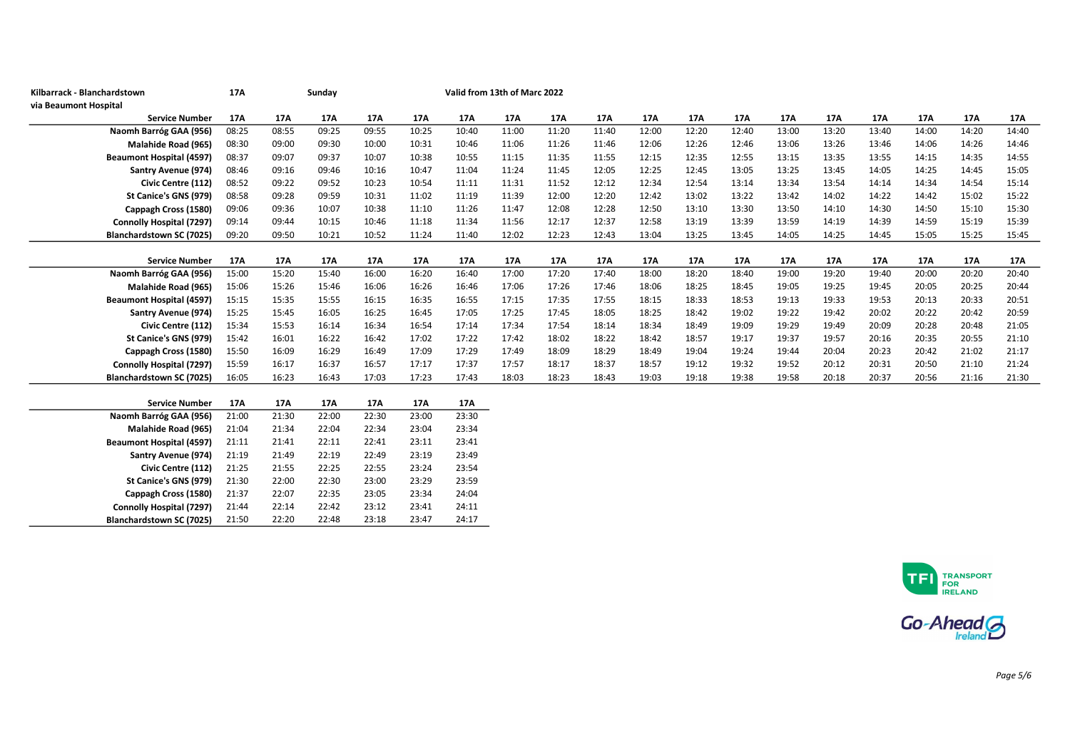**Kilbarrack - Blanchardstown** **17A** **Sunday** **Valid from 13th of Marc 2022**

**via Beaumont Hospital**

| Service Number | 17A | 17A | 17A | 17A | 17A | 17A | 17A | 17A | 17A | 17A | 17A | 17A | 17A | 17A | 17A | 17A | 17A | 17A |
|---|---|---|---|---|---|---|---|---|---|---|---|---|---|---|---|---|---|---|
| Naomh Barróg GAA (956) | 08:25 | 08:55 | 09:25 | 09:55 | 10:25 | 10:40 | 11:00 | 11:20 | 11:40 | 12:00 | 12:20 | 12:40 | 13:00 | 13:20 | 13:40 | 14:00 | 14:20 | 14:40 |
| Malahide Road (965) | 08:30 | 09:00 | 09:30 | 10:00 | 10:31 | 10:46 | 11:06 | 11:26 | 11:46 | 12:06 | 12:26 | 12:46 | 13:06 | 13:26 | 13:46 | 14:06 | 14:26 | 14:46 |
| Beaumont Hospital (4597) | 08:37 | 09:07 | 09:37 | 10:07 | 10:38 | 10:55 | 11:15 | 11:35 | 11:55 | 12:15 | 12:35 | 12:55 | 13:15 | 13:35 | 13:55 | 14:15 | 14:35 | 14:55 |
| Santry Avenue (974) | 08:46 | 09:16 | 09:46 | 10:16 | 10:47 | 11:04 | 11:24 | 11:45 | 12:05 | 12:25 | 12:45 | 13:05 | 13:25 | 13:45 | 14:05 | 14:25 | 14:45 | 15:05 |
| Civic Centre (112) | 08:52 | 09:22 | 09:52 | 10:23 | 10:54 | 11:11 | 11:31 | 11:52 | 12:12 | 12:34 | 12:54 | 13:14 | 13:34 | 13:54 | 14:14 | 14:34 | 14:54 | 15:14 |
| St Canice's GNS (979) | 08:58 | 09:28 | 09:59 | 10:31 | 11:02 | 11:19 | 11:39 | 12:00 | 12:20 | 12:42 | 13:02 | 13:22 | 13:42 | 14:02 | 14:22 | 14:42 | 15:02 | 15:22 |
| Cappagh Cross (1580) | 09:06 | 09:36 | 10:07 | 10:38 | 11:10 | 11:26 | 11:47 | 12:08 | 12:28 | 12:50 | 13:10 | 13:30 | 13:50 | 14:10 | 14:30 | 14:50 | 15:10 | 15:30 |
| Connolly Hospital (7297) | 09:14 | 09:44 | 10:15 | 10:46 | 11:18 | 11:34 | 11:56 | 12:17 | 12:37 | 12:58 | 13:19 | 13:39 | 13:59 | 14:19 | 14:39 | 14:59 | 15:19 | 15:39 |
| Blanchardstown SC (7025) | 09:20 | 09:50 | 10:21 | 10:52 | 11:24 | 11:40 | 12:02 | 12:23 | 12:43 | 13:04 | 13:25 | 13:45 | 14:05 | 14:25 | 14:45 | 15:05 | 15:25 | 15:45 |

| Service Number | 17A | 17A | 17A | 17A | 17A | 17A | 17A | 17A | 17A | 17A | 17A | 17A | 17A | 17A | 17A | 17A | 17A | 17A |
|---|---|---|---|---|---|---|---|---|---|---|---|---|---|---|---|---|---|---|
| Naomh Barróg GAA (956) | 15:00 | 15:20 | 15:40 | 16:00 | 16:20 | 16:40 | 17:00 | 17:20 | 17:40 | 18:00 | 18:20 | 18:40 | 19:00 | 19:20 | 19:40 | 20:00 | 20:20 | 20:40 |
| Malahide Road (965) | 15:06 | 15:26 | 15:46 | 16:06 | 16:26 | 16:46 | 17:06 | 17:26 | 17:46 | 18:06 | 18:25 | 18:45 | 19:05 | 19:25 | 19:45 | 20:05 | 20:25 | 20:44 |
| Beaumont Hospital (4597) | 15:15 | 15:35 | 15:55 | 16:15 | 16:35 | 16:55 | 17:15 | 17:35 | 17:55 | 18:15 | 18:33 | 18:53 | 19:13 | 19:33 | 19:53 | 20:13 | 20:33 | 20:51 |
| Santry Avenue (974) | 15:25 | 15:45 | 16:05 | 16:25 | 16:45 | 17:05 | 17:25 | 17:45 | 18:05 | 18:25 | 18:42 | 19:02 | 19:22 | 19:42 | 20:02 | 20:22 | 20:42 | 20:59 |
| Civic Centre (112) | 15:34 | 15:53 | 16:14 | 16:34 | 16:54 | 17:14 | 17:34 | 17:54 | 18:14 | 18:34 | 18:49 | 19:09 | 19:29 | 19:49 | 20:09 | 20:28 | 20:48 | 21:05 |
| St Canice's GNS (979) | 15:42 | 16:01 | 16:22 | 16:42 | 17:02 | 17:22 | 17:42 | 18:02 | 18:22 | 18:42 | 18:57 | 19:17 | 19:37 | 19:57 | 20:16 | 20:35 | 20:55 | 21:10 |
| Cappagh Cross (1580) | 15:50 | 16:09 | 16:29 | 16:49 | 17:09 | 17:29 | 17:49 | 18:09 | 18:29 | 18:49 | 19:04 | 19:24 | 19:44 | 20:04 | 20:23 | 20:42 | 21:02 | 21:17 |
| Connolly Hospital (7297) | 15:59 | 16:17 | 16:37 | 16:57 | 17:17 | 17:37 | 17:57 | 18:17 | 18:37 | 18:57 | 19:12 | 19:32 | 19:52 | 20:12 | 20:31 | 20:50 | 21:10 | 21:24 |
| Blanchardstown SC (7025) | 16:05 | 16:23 | 16:43 | 17:03 | 17:23 | 17:43 | 18:03 | 18:23 | 18:43 | 19:03 | 19:18 | 19:38 | 19:58 | 20:18 | 20:37 | 20:56 | 21:16 | 21:30 |

| Service Number | 17A | 17A | 17A | 17A | 17A | 17A |
|---|---|---|---|---|---|---|
| Naomh Barróg GAA (956) | 21:00 | 21:30 | 22:00 | 22:30 | 23:00 | 23:30 |
| Malahide Road (965) | 21:04 | 21:34 | 22:04 | 22:34 | 23:04 | 23:34 |
| Beaumont Hospital (4597) | 21:11 | 21:41 | 22:11 | 22:41 | 23:11 | 23:41 |
| Santry Avenue (974) | 21:19 | 21:49 | 22:19 | 22:49 | 23:19 | 23:49 |
| Civic Centre (112) | 21:25 | 21:55 | 22:25 | 22:55 | 23:24 | 23:54 |
| St Canice's GNS (979) | 21:30 | 22:00 | 22:30 | 23:00 | 23:29 | 23:59 |
| Cappagh Cross (1580) | 21:37 | 22:07 | 22:35 | 23:05 | 23:34 | 24:04 |
| Connolly Hospital (7297) | 21:44 | 22:14 | 22:42 | 23:12 | 23:41 | 24:11 |
| Blanchardstown SC (7025) | 21:50 | 22:20 | 22:48 | 23:18 | 23:47 | 24:17 |

TFI TRANSPORT FOR IRELAND

Go-Ahead Ireland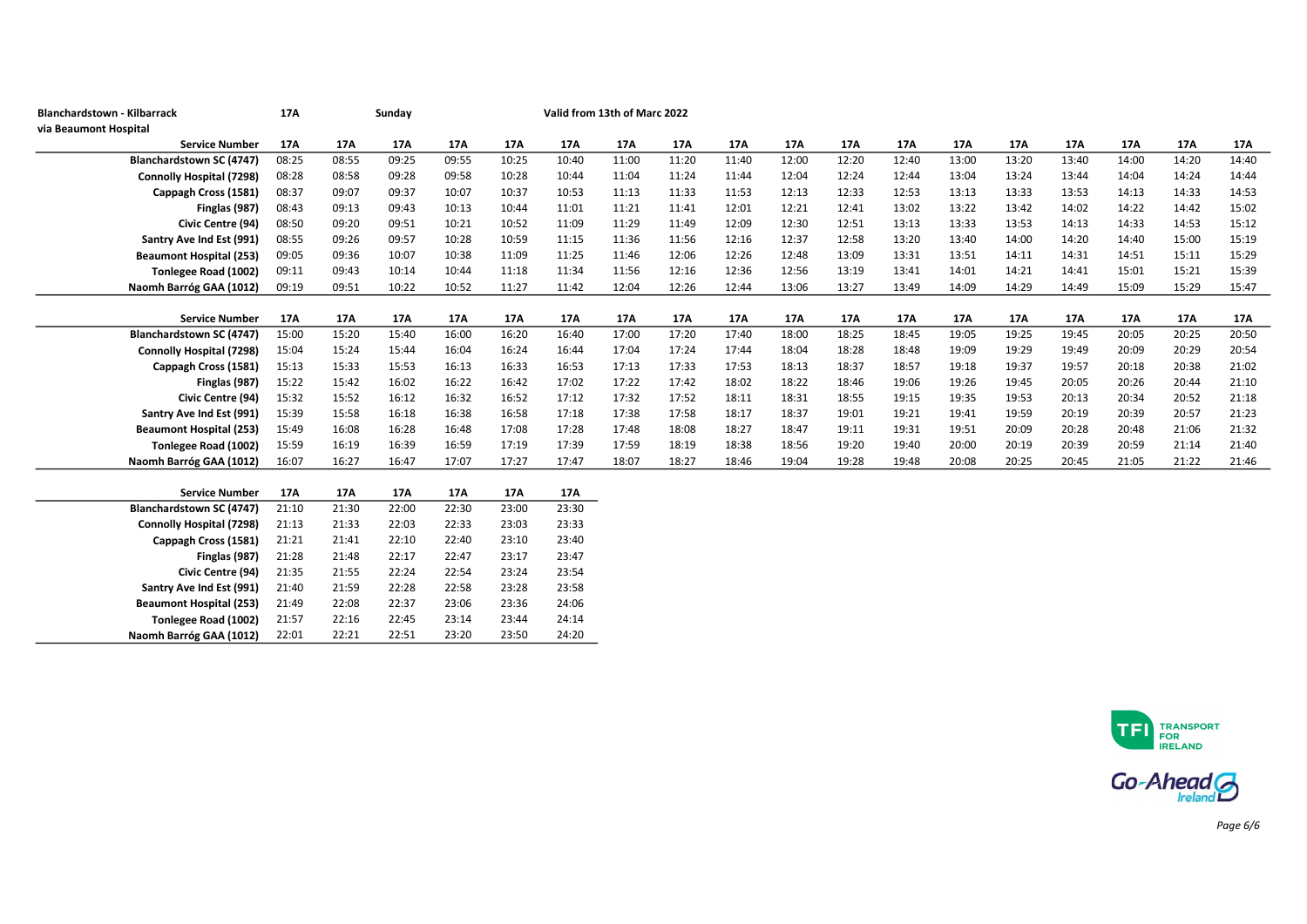**Blanchardstown - Kilbarrack** **17A** **Sunday** **Valid from 13th of Marc 2022**

**via Beaumont Hospital**

| **Service Number** | **17A** | **17A** | **17A** | **17A** | **17A** | **17A** | **17A** | **17A** | **17A** | **17A** | **17A** | **17A** | **17A** | **17A** | **17A** | **17A** | **17A** | **17A** |
|---|---|---|---|---|---|---|---|---|---|---|---|---|---|---|---|---|---|---|
| **Blanchardstown SC (4747)** | 08:25 | 08:55 | 09:25 | 09:55 | 10:25 | 10:40 | 11:00 | 11:20 | 11:40 | 12:00 | 12:20 | 12:40 | 13:00 | 13:20 | 13:40 | 14:00 | 14:20 | 14:40 |
| **Connolly Hospital (7298)** | 08:28 | 08:58 | 09:28 | 09:58 | 10:28 | 10:44 | 11:04 | 11:24 | 11:44 | 12:04 | 12:24 | 12:44 | 13:04 | 13:24 | 13:44 | 14:04 | 14:24 | 14:44 |
| **Cappagh Cross (1581)** | 08:37 | 09:07 | 09:37 | 10:07 | 10:37 | 10:53 | 11:13 | 11:33 | 11:53 | 12:13 | 12:33 | 12:53 | 13:13 | 13:33 | 13:53 | 14:13 | 14:33 | 14:53 |
| **Finglas (987)** | 08:43 | 09:13 | 09:43 | 10:13 | 10:44 | 11:01 | 11:21 | 11:41 | 12:01 | 12:21 | 12:41 | 13:02 | 13:22 | 13:42 | 14:02 | 14:22 | 14:42 | 15:02 |
| **Civic Centre (94)** | 08:50 | 09:20 | 09:51 | 10:21 | 10:52 | 11:09 | 11:29 | 11:49 | 12:09 | 12:30 | 12:51 | 13:13 | 13:33 | 13:53 | 14:13 | 14:33 | 14:53 | 15:12 |
| **Santry Ave Ind Est (991)** | 08:55 | 09:26 | 09:57 | 10:28 | 10:59 | 11:15 | 11:36 | 11:56 | 12:16 | 12:37 | 12:58 | 13:20 | 13:40 | 14:00 | 14:20 | 14:40 | 15:00 | 15:19 |
| **Beaumont Hospital (253)** | 09:05 | 09:36 | 10:07 | 10:38 | 11:09 | 11:25 | 11:46 | 12:06 | 12:26 | 12:48 | 13:09 | 13:31 | 13:51 | 14:11 | 14:31 | 14:51 | 15:11 | 15:29 |
| **Tonlegee Road (1002)** | 09:11 | 09:43 | 10:14 | 10:44 | 11:18 | 11:34 | 11:56 | 12:16 | 12:36 | 12:56 | 13:19 | 13:41 | 14:01 | 14:21 | 14:41 | 15:01 | 15:21 | 15:39 |
| **Naomh Barróg GAA (1012)** | 09:19 | 09:51 | 10:22 | 10:52 | 11:27 | 11:42 | 12:04 | 12:26 | 12:44 | 13:06 | 13:27 | 13:49 | 14:09 | 14:29 | 14:49 | 15:09 | 15:29 | 15:47 |

| **Service Number** | **17A** | **17A** | **17A** | **17A** | **17A** | **17A** | **17A** | **17A** | **17A** | **17A** | **17A** | **17A** | **17A** | **17A** | **17A** | **17A** | **17A** | **17A** |
|---|---|---|---|---|---|---|---|---|---|---|---|---|---|---|---|---|---|---|
| **Blanchardstown SC (4747)** | 15:00 | 15:20 | 15:40 | 16:00 | 16:20 | 16:40 | 17:00 | 17:20 | 17:40 | 18:00 | 18:25 | 18:45 | 19:05 | 19:25 | 19:45 | 20:05 | 20:25 | 20:50 |
| **Connolly Hospital (7298)** | 15:04 | 15:24 | 15:44 | 16:04 | 16:24 | 16:44 | 17:04 | 17:24 | 17:44 | 18:04 | 18:28 | 18:48 | 19:09 | 19:29 | 19:49 | 20:09 | 20:29 | 20:54 |
| **Cappagh Cross (1581)** | 15:13 | 15:33 | 15:53 | 16:13 | 16:33 | 16:53 | 17:13 | 17:33 | 17:53 | 18:13 | 18:37 | 18:57 | 19:18 | 19:37 | 19:57 | 20:18 | 20:38 | 21:02 |
| **Finglas (987)** | 15:22 | 15:42 | 16:02 | 16:22 | 16:42 | 17:02 | 17:22 | 17:42 | 18:02 | 18:22 | 18:46 | 19:06 | 19:26 | 19:45 | 20:05 | 20:26 | 20:44 | 21:10 |
| **Civic Centre (94)** | 15:32 | 15:52 | 16:12 | 16:32 | 16:52 | 17:12 | 17:32 | 17:52 | 18:11 | 18:31 | 18:55 | 19:15 | 19:35 | 19:53 | 20:13 | 20:34 | 20:52 | 21:18 |
| **Santry Ave Ind Est (991)** | 15:39 | 15:58 | 16:18 | 16:38 | 16:58 | 17:18 | 17:38 | 17:58 | 18:17 | 18:37 | 19:01 | 19:21 | 19:41 | 19:59 | 20:19 | 20:39 | 20:57 | 21:23 |
| **Beaumont Hospital (253)** | 15:49 | 16:08 | 16:28 | 16:48 | 17:08 | 17:28 | 17:48 | 18:08 | 18:27 | 18:47 | 19:11 | 19:31 | 19:51 | 20:09 | 20:28 | 20:48 | 21:06 | 21:32 |
| **Tonlegee Road (1002)** | 15:59 | 16:19 | 16:39 | 16:59 | 17:19 | 17:39 | 17:59 | 18:19 | 18:38 | 18:56 | 19:20 | 19:40 | 20:00 | 20:19 | 20:39 | 20:59 | 21:14 | 21:40 |
| **Naomh Barróg GAA (1012)** | 16:07 | 16:27 | 16:47 | 17:07 | 17:27 | 17:47 | 18:07 | 18:27 | 18:46 | 19:04 | 19:28 | 19:48 | 20:08 | 20:25 | 20:45 | 21:05 | 21:22 | 21:46 |

| **Service Number** | **17A** | **17A** | **17A** | **17A** | **17A** | **17A** |
|---|---|---|---|---|---|---|
| **Blanchardstown SC (4747)** | 21:10 | 21:30 | 22:00 | 22:30 | 23:00 | 23:30 |
| **Connolly Hospital (7298)** | 21:13 | 21:33 | 22:03 | 22:33 | 23:03 | 23:33 |
| **Cappagh Cross (1581)** | 21:21 | 21:41 | 22:10 | 22:40 | 23:10 | 23:40 |
| **Finglas (987)** | 21:28 | 21:48 | 22:17 | 22:47 | 23:17 | 23:47 |
| **Civic Centre (94)** | 21:35 | 21:55 | 22:24 | 22:54 | 23:24 | 23:54 |
| **Santry Ave Ind Est (991)** | 21:40 | 21:59 | 22:28 | 22:58 | 23:28 | 23:58 |
| **Beaumont Hospital (253)** | 21:49 | 22:08 | 22:37 | 23:06 | 23:36 | 24:06 |
| **Tonlegee Road (1002)** | 21:57 | 22:16 | 22:45 | 23:14 | 23:44 | 24:14 |
| **Naomh Barróg GAA (1012)** | 22:01 | 22:21 | 22:51 | 23:20 | 23:50 | 24:20 |

TFI TRANSPORT FOR IRELAND

Go-Ahead Ireland